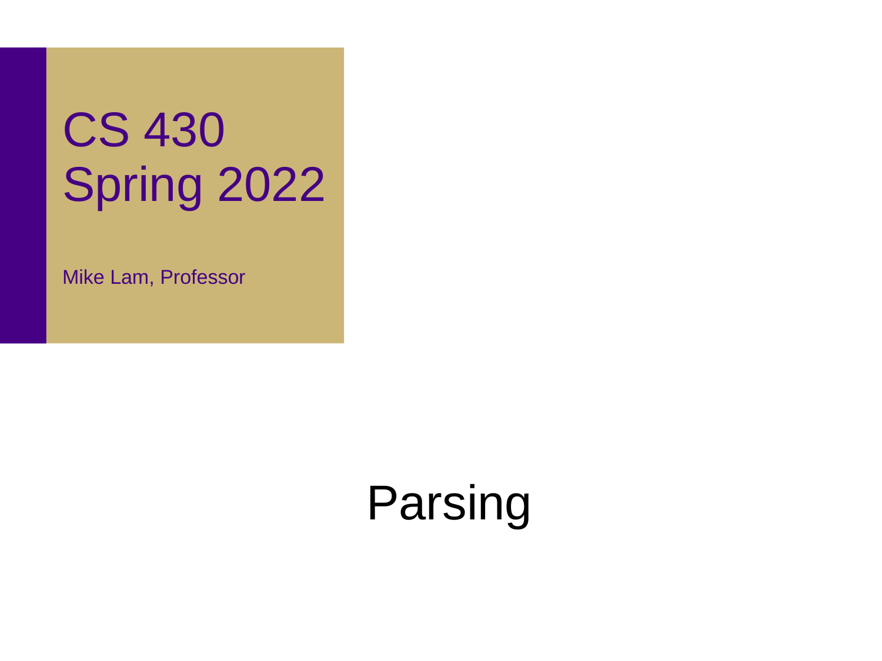# CS 430
# Spring 2022

Mike Lam, Professor

# Parsing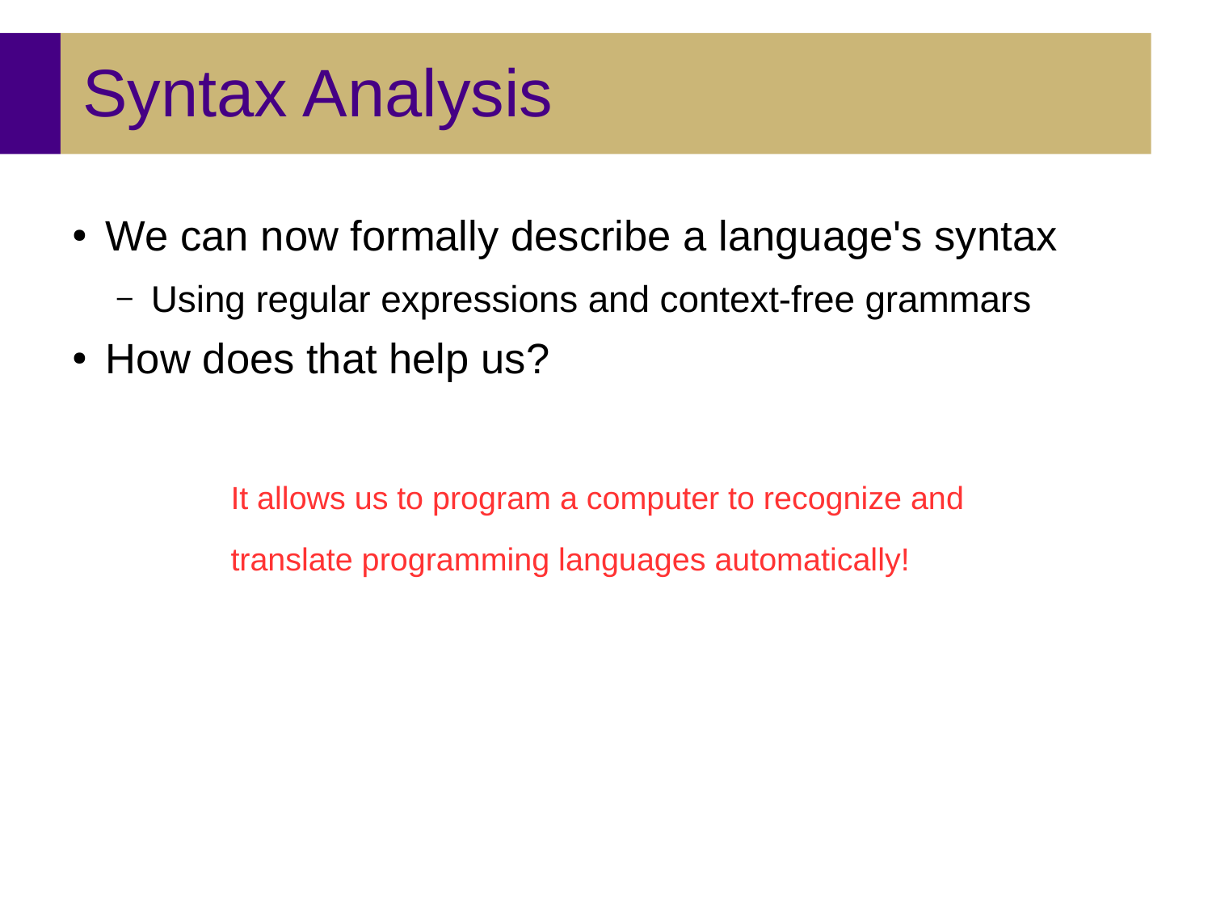# Syntax Analysis

- We can now formally describe a language's syntax
  - Using regular expressions and context-free grammars
- How does that help us?

It allows us to program a computer to recognize and translate programming languages automatically!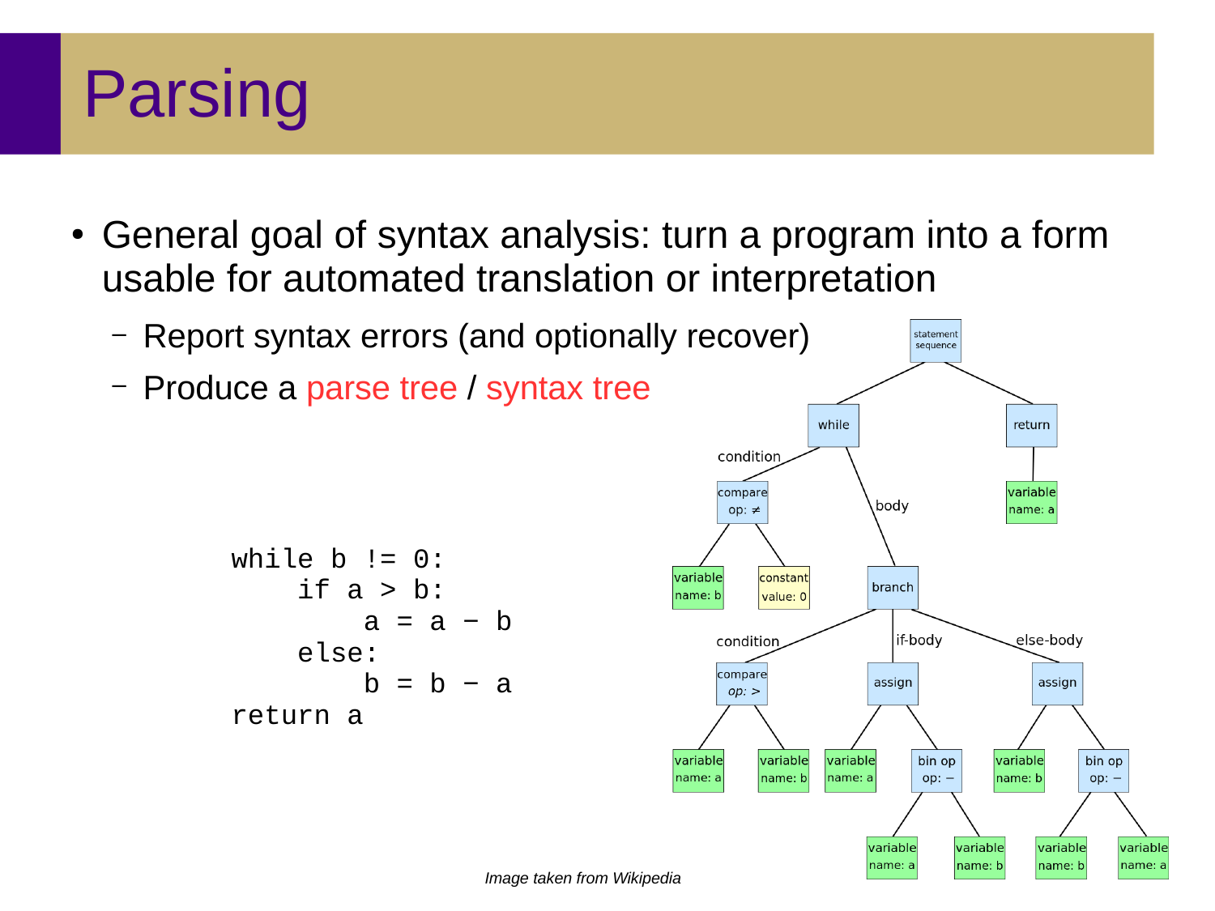# Parsing

- General goal of syntax analysis: turn a program into a form usable for automated translation or interpretation
  - Report syntax errors (and optionally recover)
  - Produce a parse tree / syntax tree

```
while b != 0:
    if a > b:
        a = a − b
    else:
        b = b − a
return a
```

*Image taken from Wikipedia*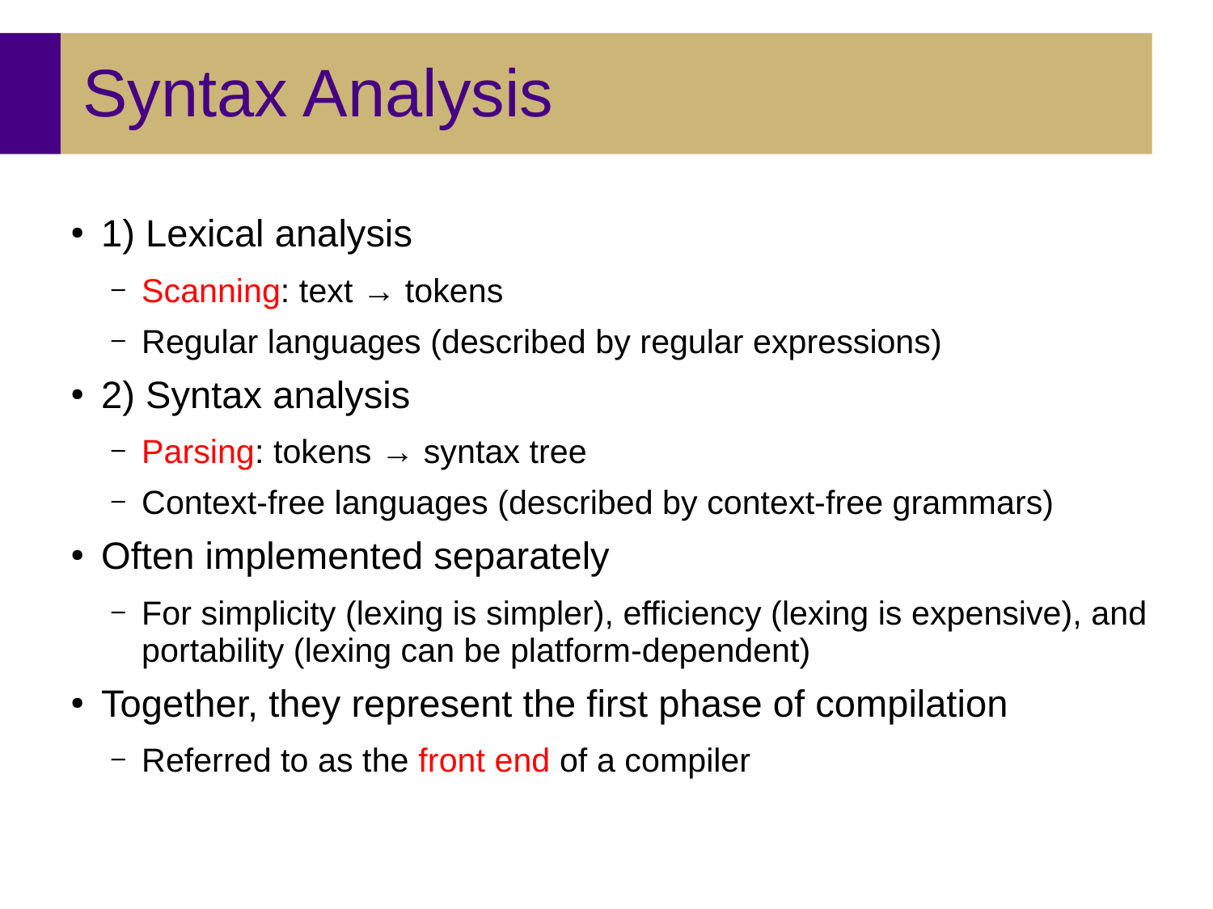# Syntax Analysis

- 1) Lexical analysis
  - Scanning: text → tokens
  - Regular languages (described by regular expressions)
- 2) Syntax analysis
  - Parsing: tokens → syntax tree
  - Context-free languages (described by context-free grammars)
- Often implemented separately
  - For simplicity (lexing is simpler), efficiency (lexing is expensive), and portability (lexing can be platform-dependent)
- Together, they represent the first phase of compilation
  - Referred to as the front end of a compiler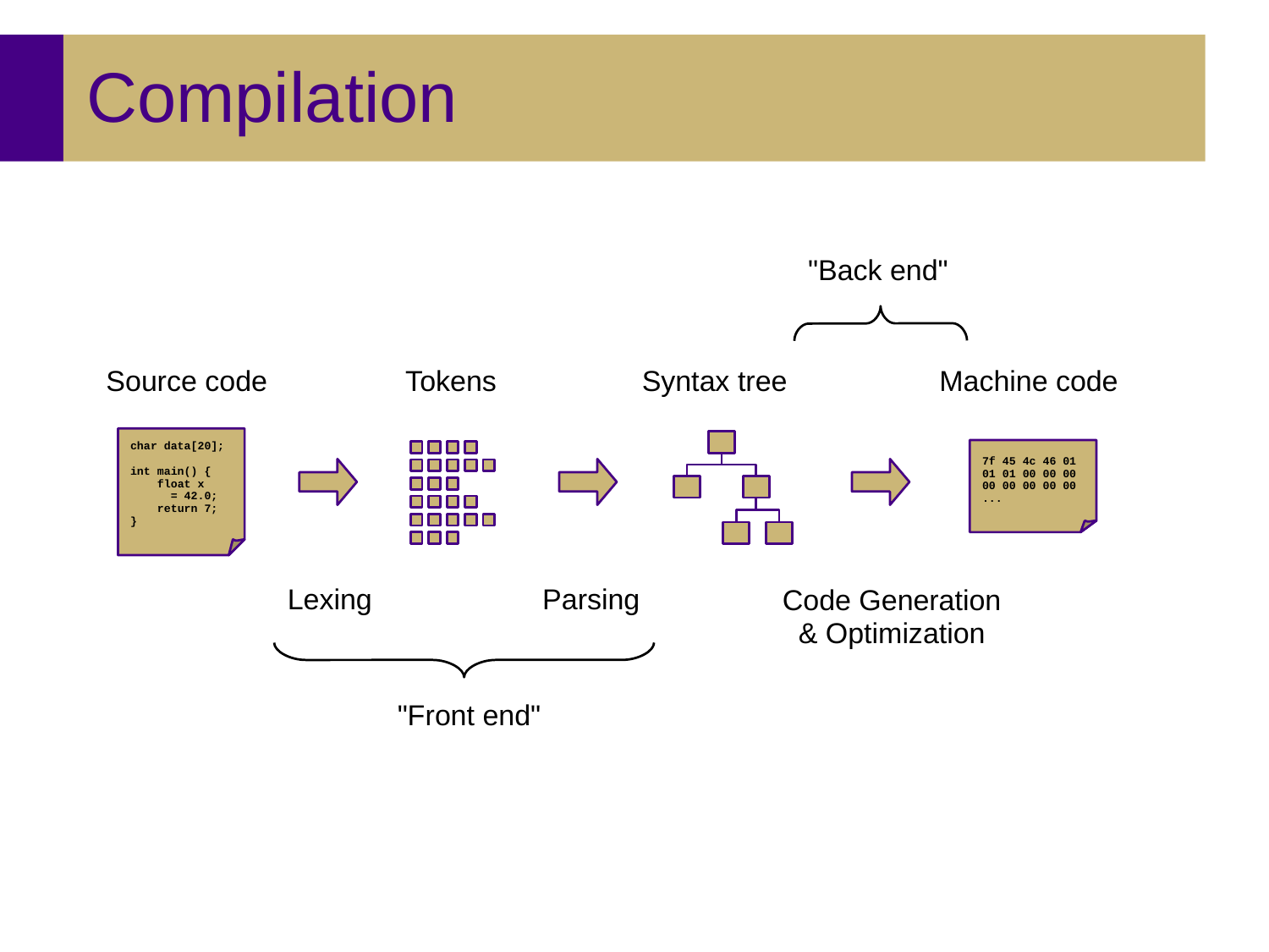# Compilation

"Back end"

Source code → Tokens → Syntax tree → Machine code

```
char data[20];

int main() {
    float x
      = 42.0;
    return 7;
}
```

```
7f 45 4c 46 01
01 01 00 00 00
00 00 00 00 00
...
```

Lexing

Parsing

Code Generation & Optimization

"Front end"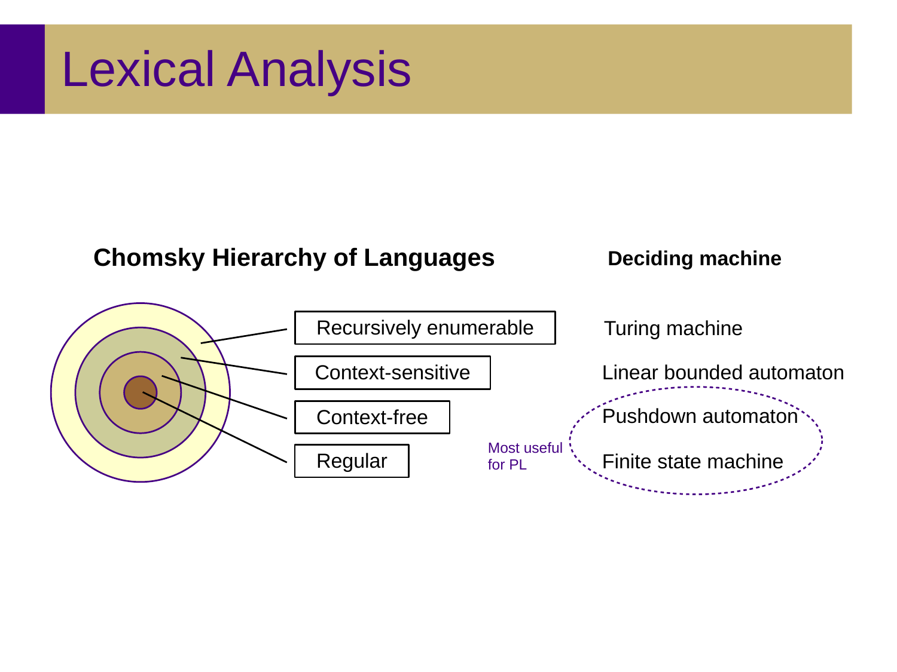# Lexical Analysis

| Chomsky Hierarchy of Languages | Deciding machine |
| --- | --- |
| Recursively enumerable | Turing machine |
| Context-sensitive | Linear bounded automaton |
| Context-free | Pushdown automaton |
| Regular | Finite state machine |

Most useful for PL: Pushdown automaton, Finite state machine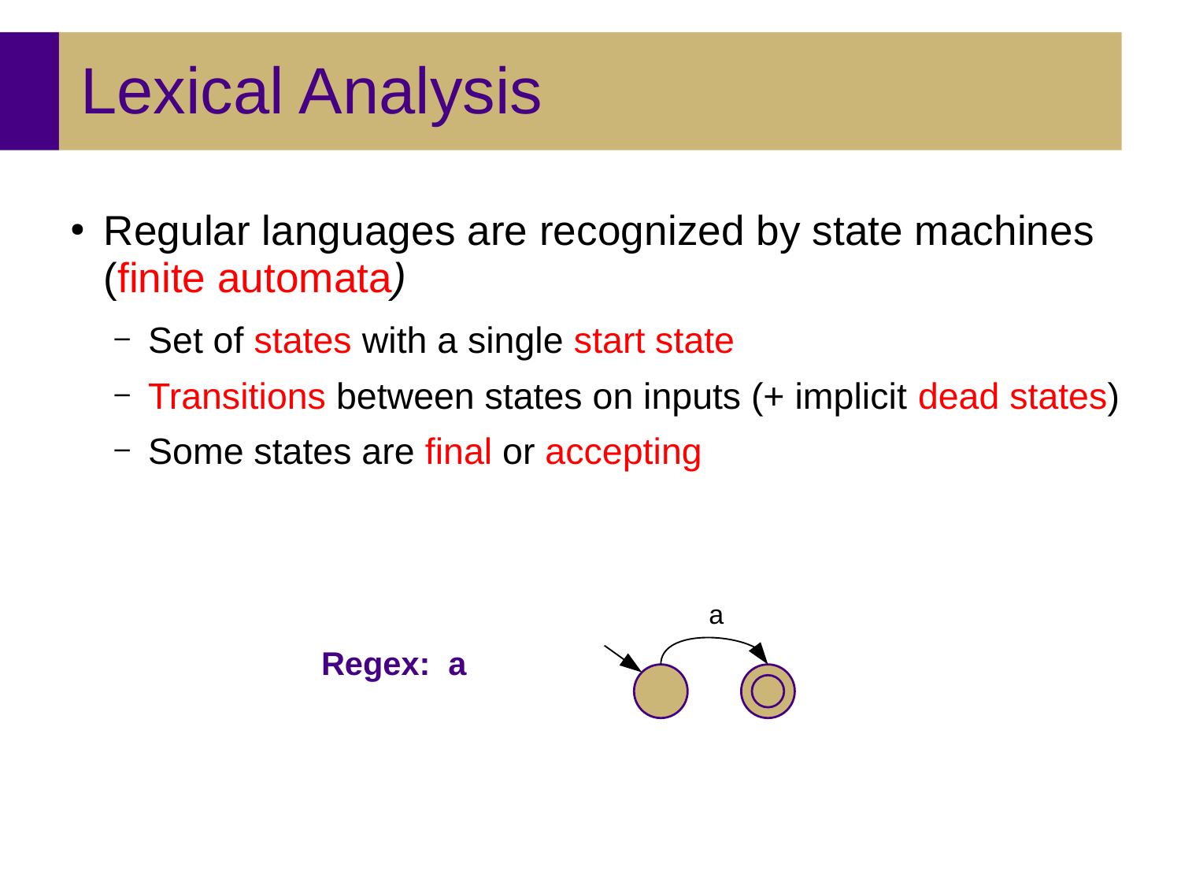# Lexical Analysis

- Regular languages are recognized by state machines (finite automata)
  - Set of states with a single start state
  - Transitions between states on inputs (+ implicit dead states)
  - Some states are final or accepting

**Regex: a**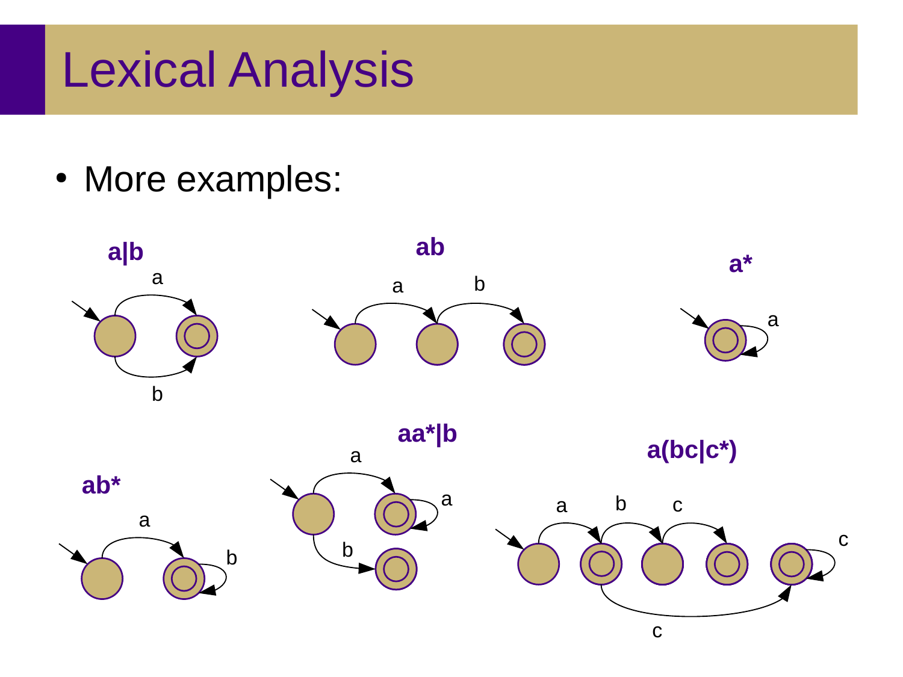# Lexical Analysis

- More examples:

**a|b**

**ab**

**a***

**ab***

**aa*|b**

**a(bc|c*)**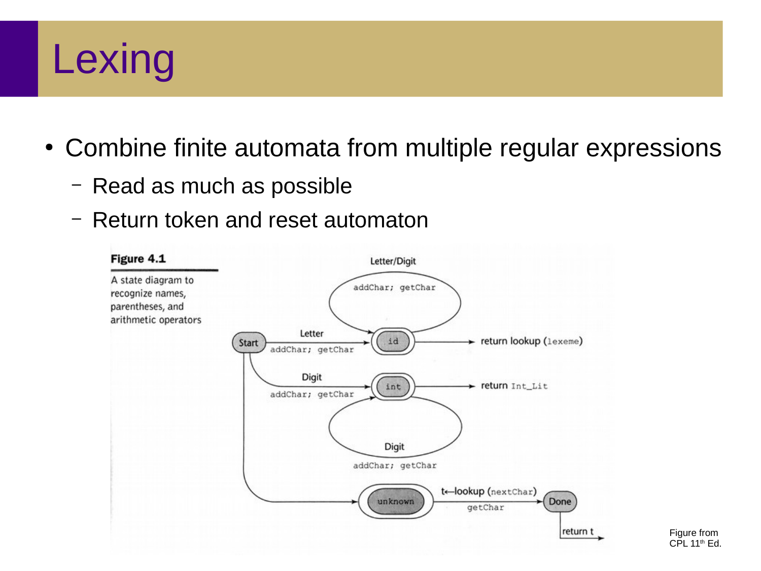# Lexing

- Combine finite automata from multiple regular expressions
  - Read as much as possible
  - Return token and reset automaton

**Figure 4.1**

A state diagram to recognize names, parentheses, and arithmetic operators

Figure from CPL 11th Ed.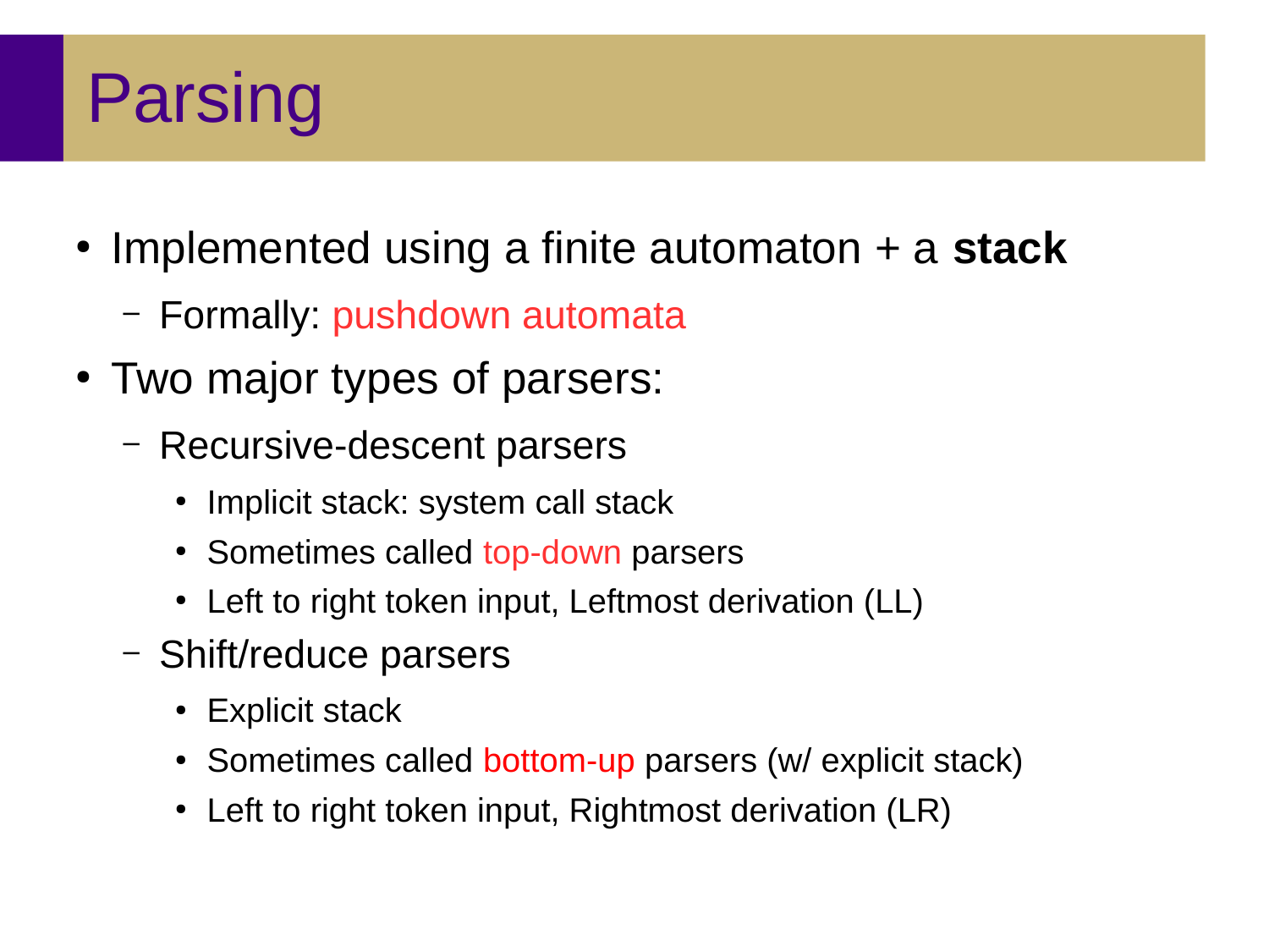# Parsing

- Implemented using a finite automaton + a **stack**
  - Formally: pushdown automata
- Two major types of parsers:
  - Recursive-descent parsers
    - Implicit stack: system call stack
    - Sometimes called top-down parsers
    - Left to right token input, Leftmost derivation (LL)
  - Shift/reduce parsers
    - Explicit stack
    - Sometimes called bottom-up parsers (w/ explicit stack)
    - Left to right token input, Rightmost derivation (LR)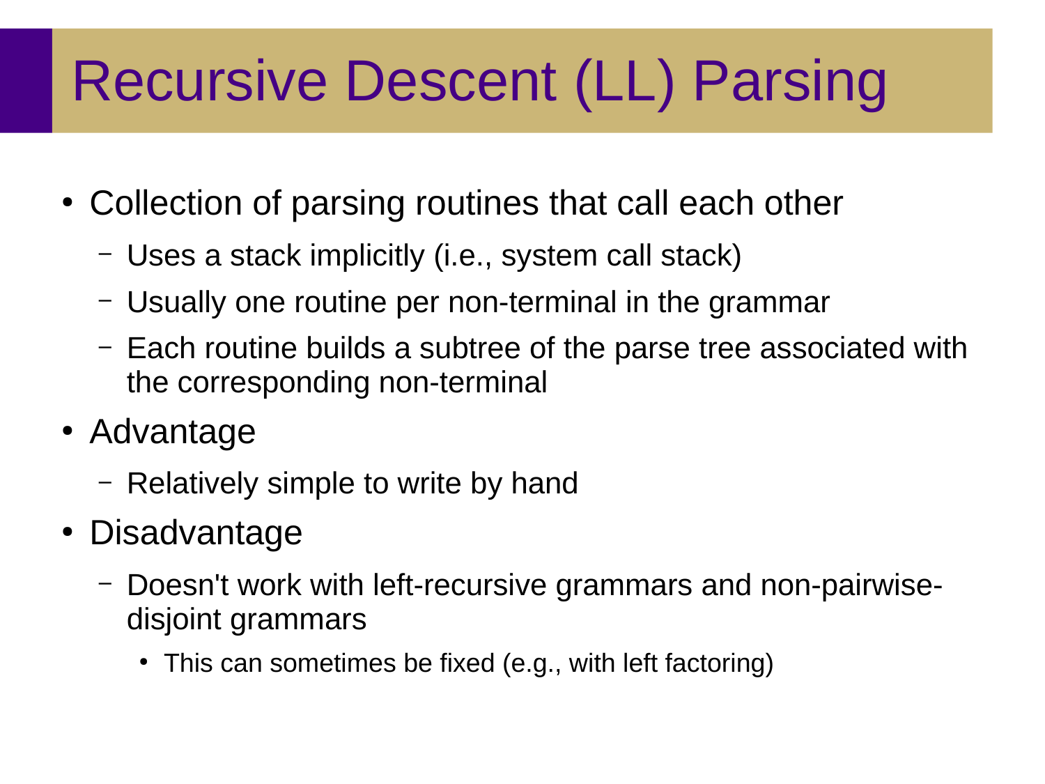# Recursive Descent (LL) Parsing

- Collection of parsing routines that call each other
  - Uses a stack implicitly (i.e., system call stack)
  - Usually one routine per non-terminal in the grammar
  - Each routine builds a subtree of the parse tree associated with the corresponding non-terminal
- Advantage
  - Relatively simple to write by hand
- Disadvantage
  - Doesn't work with left-recursive grammars and non-pairwise-disjoint grammars
    - This can sometimes be fixed (e.g., with left factoring)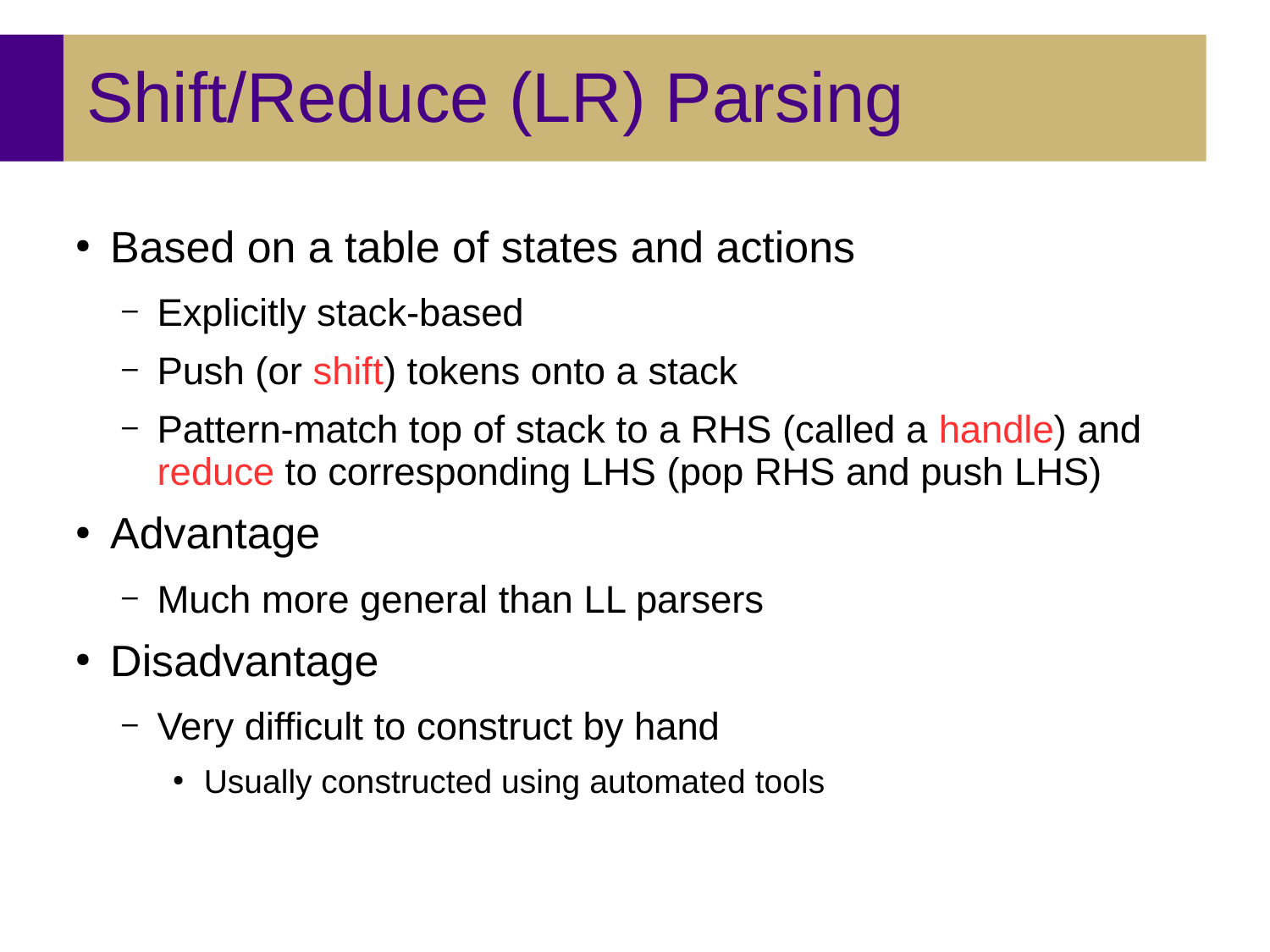# Shift/Reduce (LR) Parsing

- Based on a table of states and actions
  - Explicitly stack-based
  - Push (or shift) tokens onto a stack
  - Pattern-match top of stack to a RHS (called a handle) and reduce to corresponding LHS (pop RHS and push LHS)
- Advantage
  - Much more general than LL parsers
- Disadvantage
  - Very difficult to construct by hand
    - Usually constructed using automated tools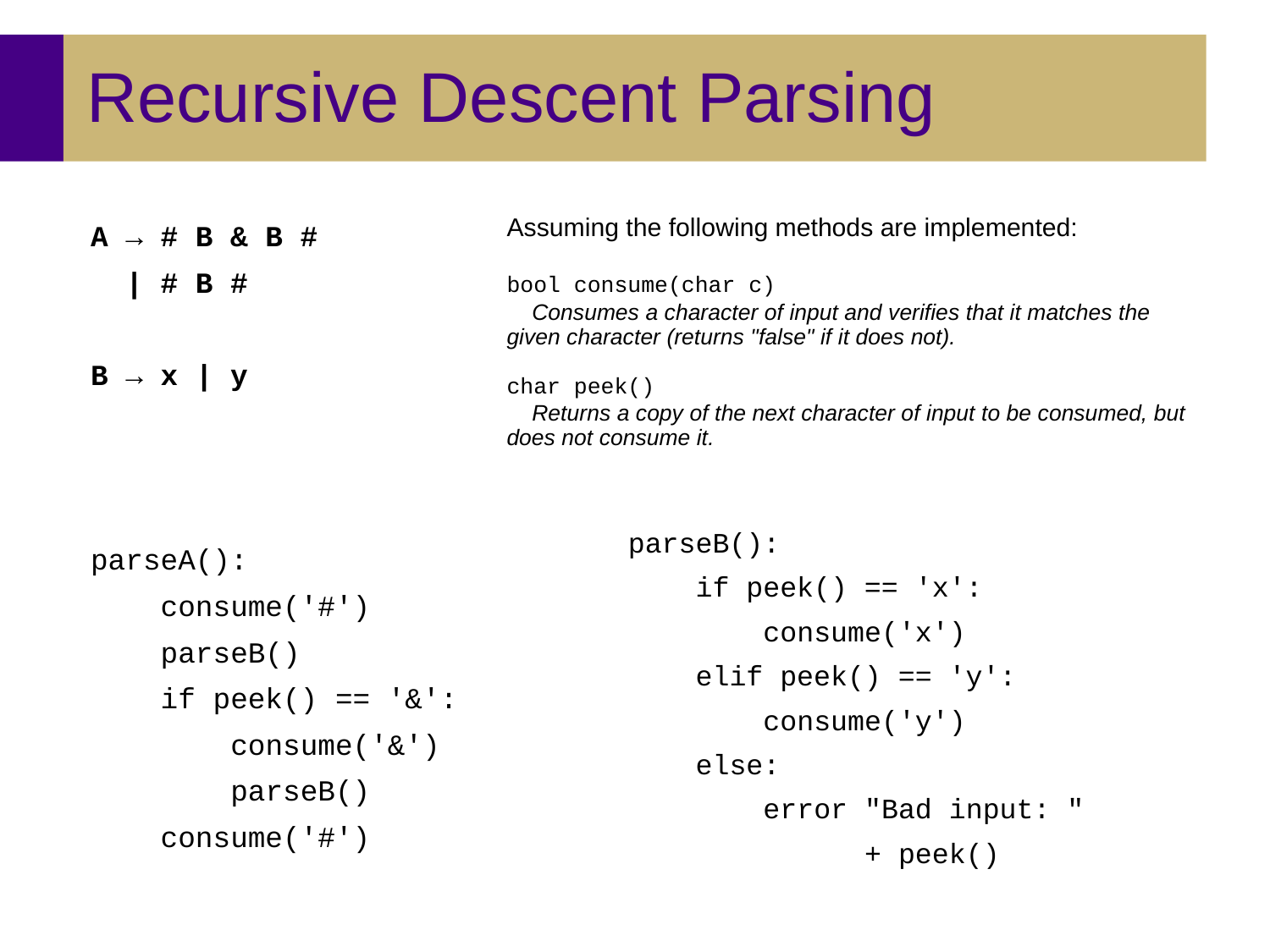# Recursive Descent Parsing

```
A → # B & B #
  | # B #

B → x | y
```

Assuming the following methods are implemented:

`bool consume(char c)`
*Consumes a character of input and verifies that it matches the given character (returns "false" if it does not).*

`char peek()`
*Returns a copy of the next character of input to be consumed, but does not consume it.*

```
parseA():
    consume('#')
    parseB()
    if peek() == '&':
        consume('&')
        parseB()
    consume('#')
```

```
parseB():
    if peek() == 'x':
        consume('x')
    elif peek() == 'y':
        consume('y')
    else:
        error "Bad input: "
              + peek()
```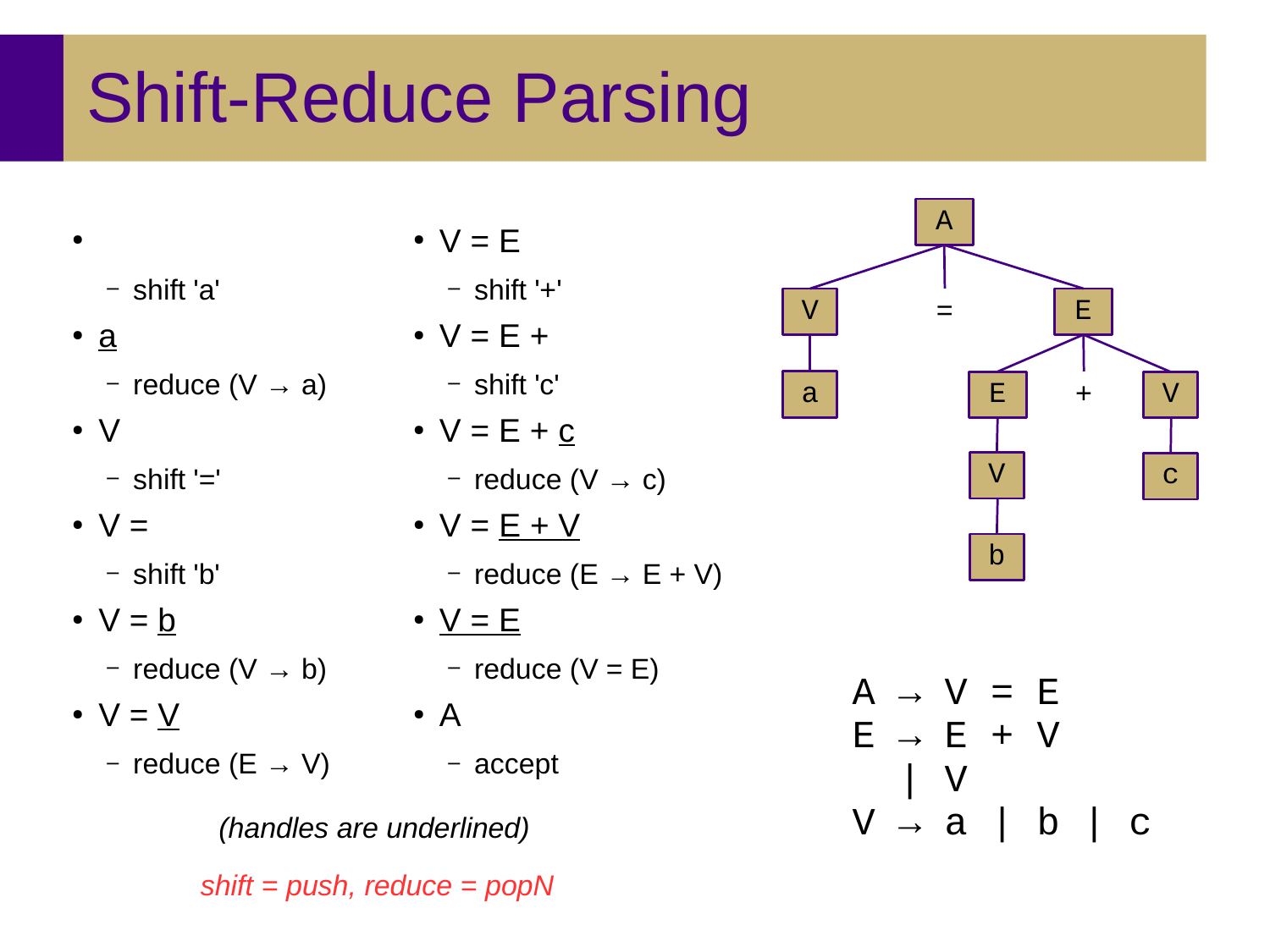# Shift-Reduce Parsing

- (empty)
  - shift 'a'
- <u>a</u>
  - reduce (V → a)
- V
  - shift '='
- V =
  - shift 'b'
- V = <u>b</u>
  - reduce (V → b)
- V = <u>V</u>
  - reduce (E → V)
- V = E
  - shift '+'
- V = E +
  - shift 'c'
- V = E + <u>c</u>
  - reduce (V → c)
- V = <u>E + V</u>
  - reduce (E → E + V)
- <u>V = E</u>
  - reduce (V = E)
- A
  - accept

*(handles are underlined)*

*shift = push, reduce = popN*

```
A
├── V
│   └── a
├── =
└── E
    ├── E
    │   └── V
    │       └── b
    ├── +
    └── V
        └── c
```

A → V = E
E → E + V
  | V
V → a | b | c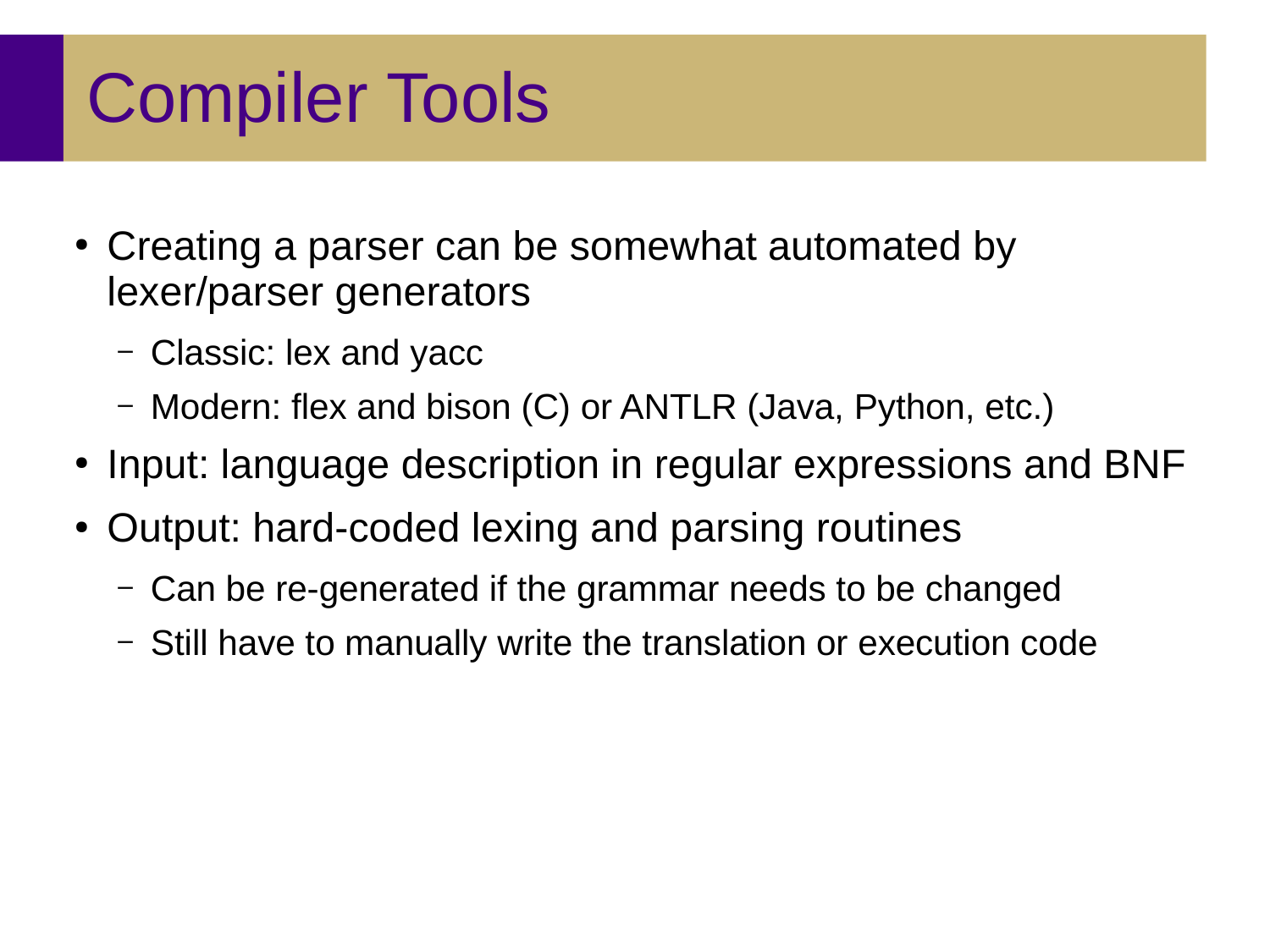# Compiler Tools

- Creating a parser can be somewhat automated by lexer/parser generators
  - Classic: lex and yacc
  - Modern: flex and bison (C) or ANTLR (Java, Python, etc.)
- Input: language description in regular expressions and BNF
- Output: hard-coded lexing and parsing routines
  - Can be re-generated if the grammar needs to be changed
  - Still have to manually write the translation or execution code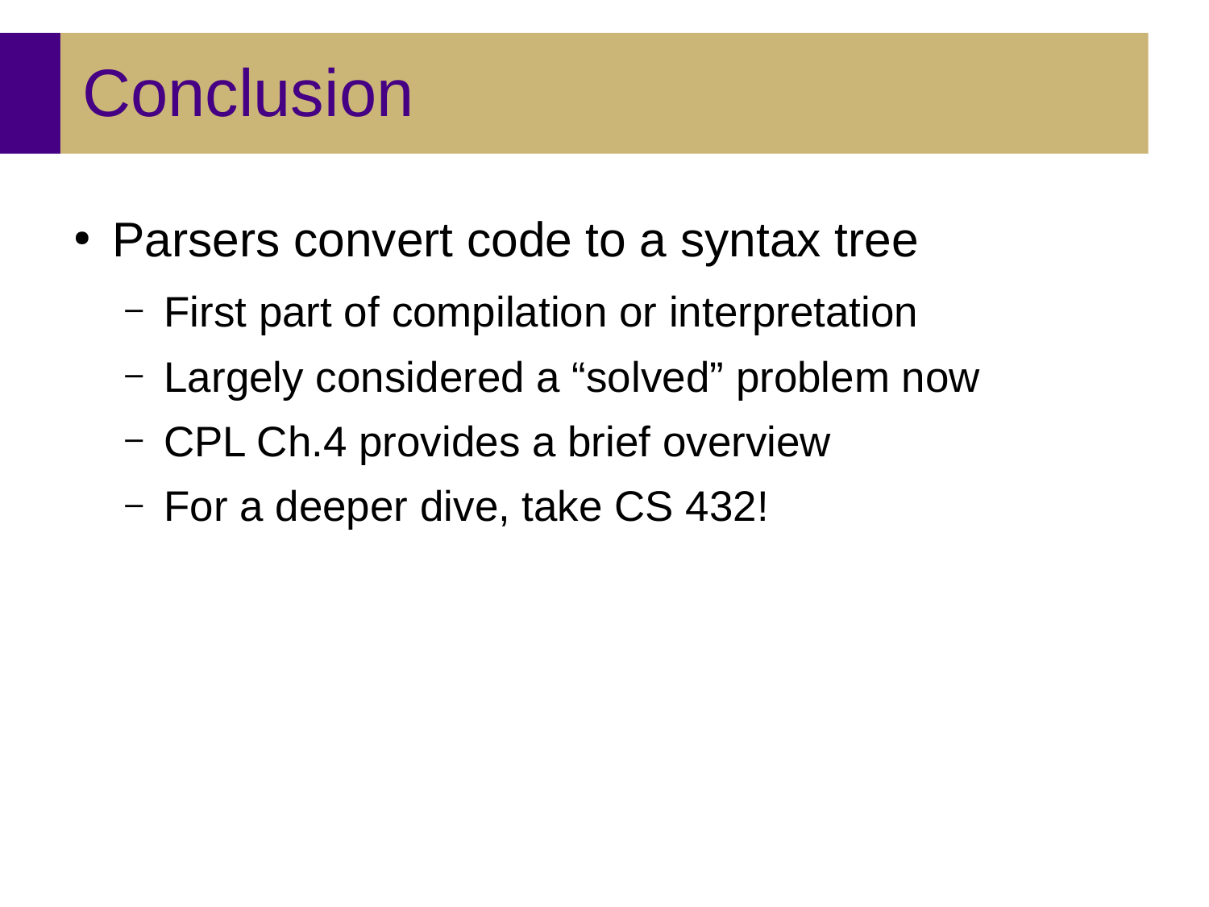# Conclusion

- Parsers convert code to a syntax tree
  - First part of compilation or interpretation
  - Largely considered a “solved” problem now
  - CPL Ch.4 provides a brief overview
  - For a deeper dive, take CS 432!